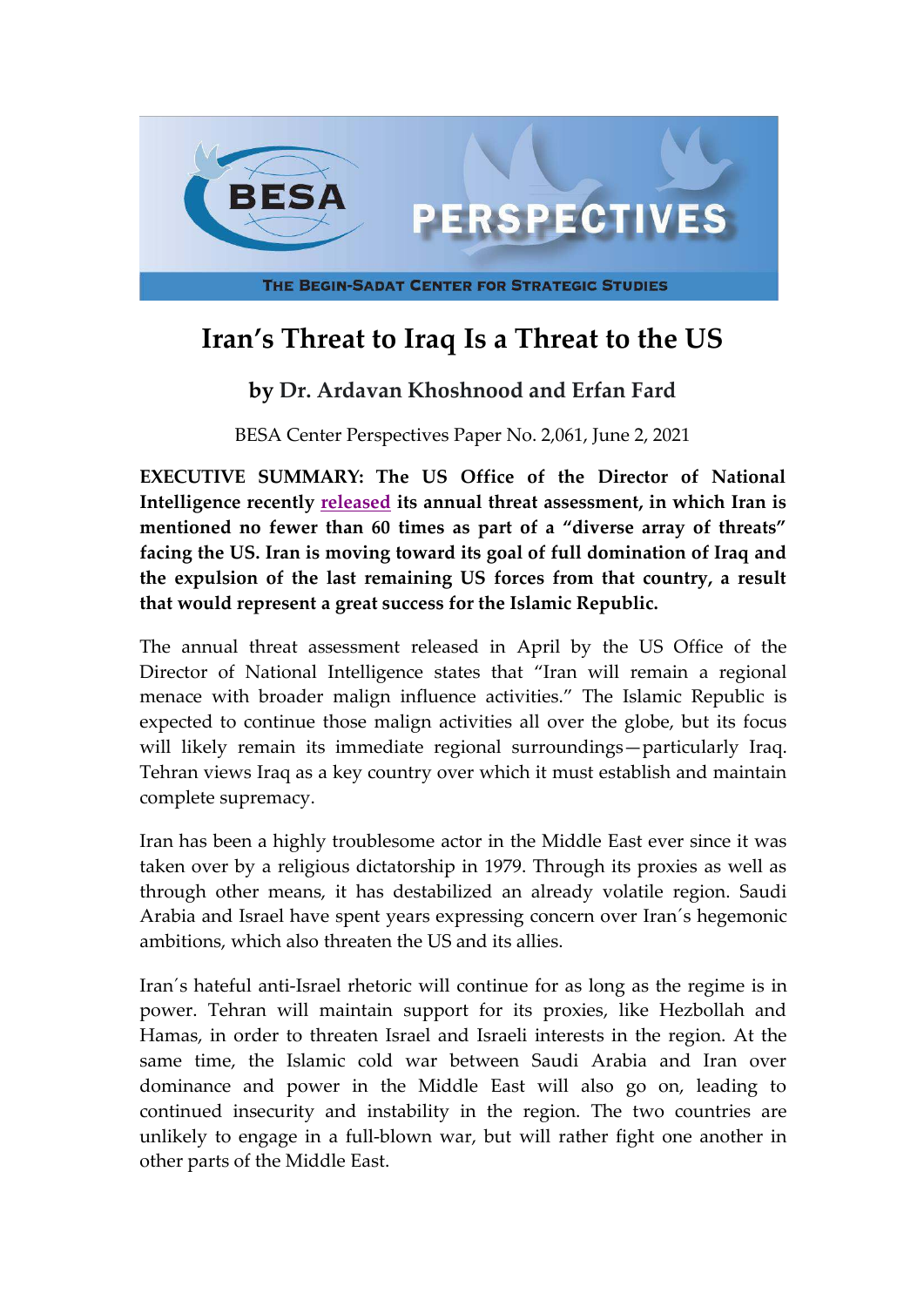# Iran's Threat to Iraq Is a Threat to the US

### by Dr. Ardavan Khoshnood and Erfan Fard

BESA Center Perspectives Paper No. 2,061, June 2, 2021

**EXECUTIVE SUMMARY: The US Office of the Director of National Intelligence recently released its annual threat assessment, in which Iran is mentioned no fewer than 60 times as part of a "diverse array of threats" facing the US. Iran is moving toward its goal of full domination of Iraq and the expulsion of the last remaining US forces from that country, a result that would represent a great success for the Islamic Republic.**

The annual threat assessment released in April by the US Office of the Director of National Intelligence states that "Iran will remain a regional menace with broader malign influence activities." The Islamic Republic is expected to continue those malign activities all over the globe, but its focus will likely remain its immediate regional surroundings—particularly Iraq. Tehran views Iraq as a key country over which it must establish and maintain complete supremacy.

Iran has been a highly troublesome actor in the Middle East ever since it was taken over by a religious dictatorship in 1979. Through its proxies as well as through other means, it has destabilized an already volatile region. Saudi Arabia and Israel have spent years expressing concern over Iran´s hegemonic ambitions, which also threaten the US and its allies.

Iran´s hateful anti-Israel rhetoric will continue for as long as the regime is in power. Tehran will maintain support for its proxies, like Hezbollah and Hamas, in order to threaten Israel and Israeli interests in the region. At the same time, the Islamic cold war between Saudi Arabia and Iran over dominance and power in the Middle East will also go on, leading to continued insecurity and instability in the region. The two countries are unlikely to engage in a full-blown war, but will rather fight one another in other parts of the Middle East.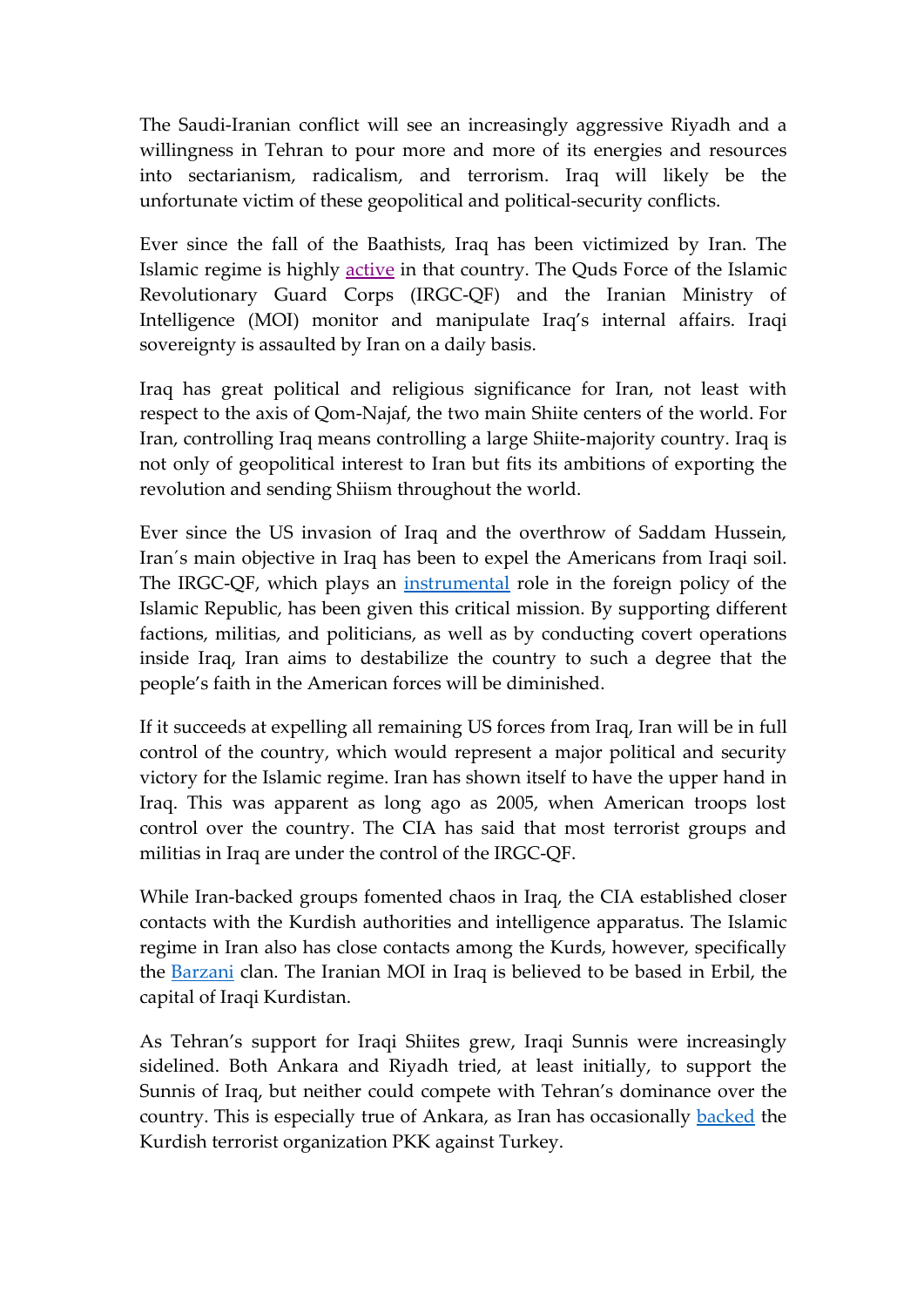The Saudi-Iranian conflict will see an increasingly aggressive Riyadh and a willingness in Tehran to pour more and more of its energies and resources into sectarianism, radicalism, and terrorism. Iraq will likely be the unfortunate victim of these geopolitical and political-security conflicts.

Ever since the fall of the Baathists, Iraq has been victimized by Iran. The Islamic regime is highly active in that country. The Quds Force of the Islamic Revolutionary Guard Corps (IRGC-QF) and the Iranian Ministry of Intelligence (MOI) monitor and manipulate Iraq's internal affairs. Iraqi sovereignty is assaulted by Iran on a daily basis.

Iraq has great political and religious significance for Iran, not least with respect to the axis of Qom-Najaf, the two main Shiite centers of the world. For Iran, controlling Iraq means controlling a large Shiite-majority country. Iraq is not only of geopolitical interest to Iran but fits its ambitions of exporting the revolution and sending Shiism throughout the world.

Ever since the US invasion of Iraq and the overthrow of Saddam Hussein, Iran´s main objective in Iraq has been to expel the Americans from Iraqi soil. The IRGC-QF, which plays an instrumental role in the foreign policy of the Islamic Republic, has been given this critical mission. By supporting different factions, militias, and politicians, as well as by conducting covert operations inside Iraq, Iran aims to destabilize the country to such a degree that the people's faith in the American forces will be diminished.

If it succeeds at expelling all remaining US forces from Iraq, Iran will be in full control of the country, which would represent a major political and security victory for the Islamic regime. Iran has shown itself to have the upper hand in Iraq. This was apparent as long ago as 2005, when American troops lost control over the country. The CIA has said that most terrorist groups and militias in Iraq are under the control of the IRGC-QF.

While Iran-backed groups fomented chaos in Iraq, the CIA established closer contacts with the Kurdish authorities and intelligence apparatus. The Islamic regime in Iran also has close contacts among the Kurds, however, specifically the Barzani clan. The Iranian MOI in Iraq is believed to be based in Erbil, the capital of Iraqi Kurdistan.

As Tehran's support for Iraqi Shiites grew, Iraqi Sunnis were increasingly sidelined. Both Ankara and Riyadh tried, at least initially, to support the Sunnis of Iraq, but neither could compete with Tehran's dominance over the country. This is especially true of Ankara, as Iran has occasionally backed the Kurdish terrorist organization PKK against Turkey.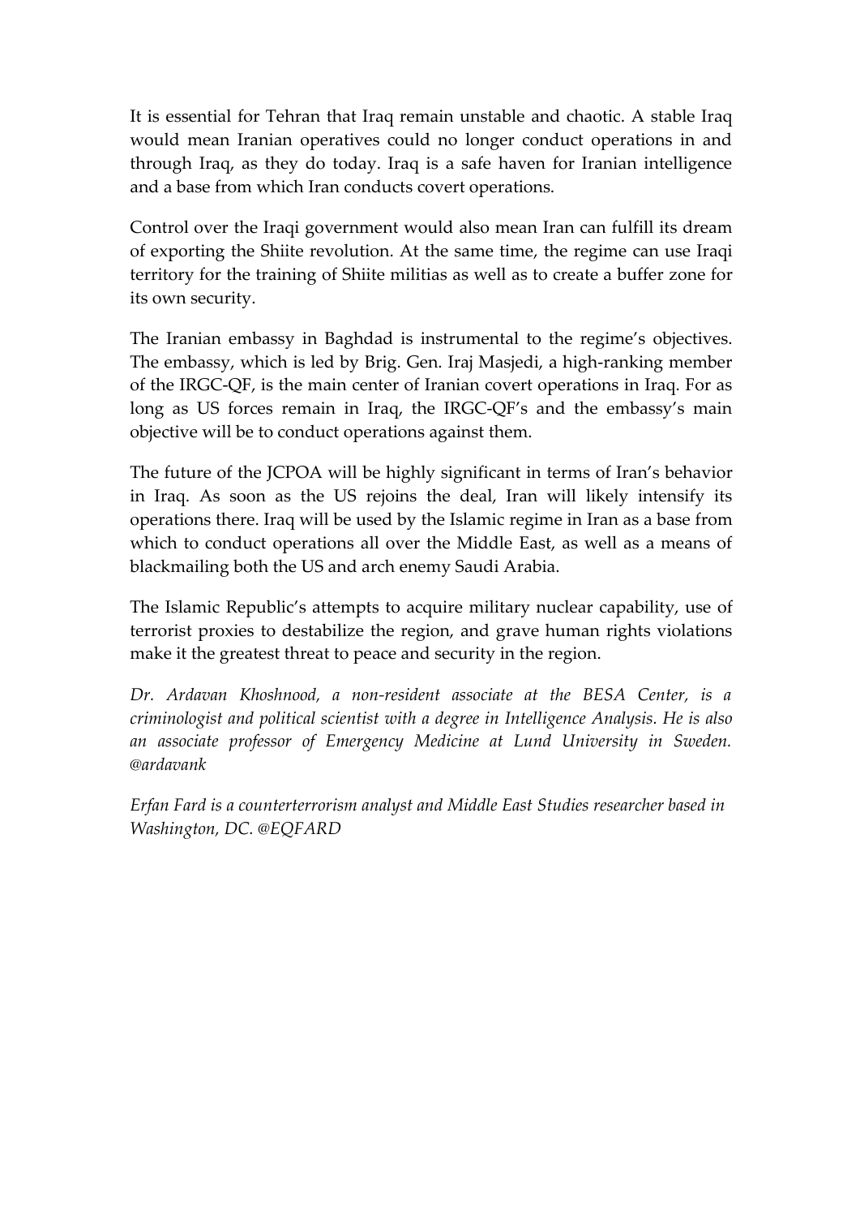It is essential for Tehran that Iraq remain unstable and chaotic. A stable Iraq would mean Iranian operatives could no longer conduct operations in and through Iraq, as they do today. Iraq is a safe haven for Iranian intelligence and a base from which Iran conducts covert operations.

Control over the Iraqi government would also mean Iran can fulfill its dream of exporting the Shiite revolution. At the same time, the regime can use Iraqi territory for the training of Shiite militias as well as to create a buffer zone for its own security.

The Iranian embassy in Baghdad is instrumental to the regime's objectives. The embassy, which is led by Brig. Gen. Iraj Masjedi, a high-ranking member of the IRGC-QF, is the main center of Iranian covert operations in Iraq. For as long as US forces remain in Iraq, the IRGC-QF's and the embassy's main objective will be to conduct operations against them.

The future of the JCPOA will be highly significant in terms of Iran's behavior in Iraq. As soon as the US rejoins the deal, Iran will likely intensify its operations there. Iraq will be used by the Islamic regime in Iran as a base from which to conduct operations all over the Middle East, as well as a means of blackmailing both the US and arch enemy Saudi Arabia.

The Islamic Republic's attempts to acquire military nuclear capability, use of terrorist proxies to destabilize the region, and grave human rights violations make it the greatest threat to peace and security in the region.

*Dr. Ardavan Khoshnood, a non-resident associate at the BESA Center, is a criminologist and political scientist with a degree in Intelligence Analysis. He is also an associate professor of Emergency Medicine at Lund University in Sweden. @ardavank*

*Erfan Fard is a counterterrorism analyst and Middle East Studies researcher based in Washington, DC. @EQFARD*